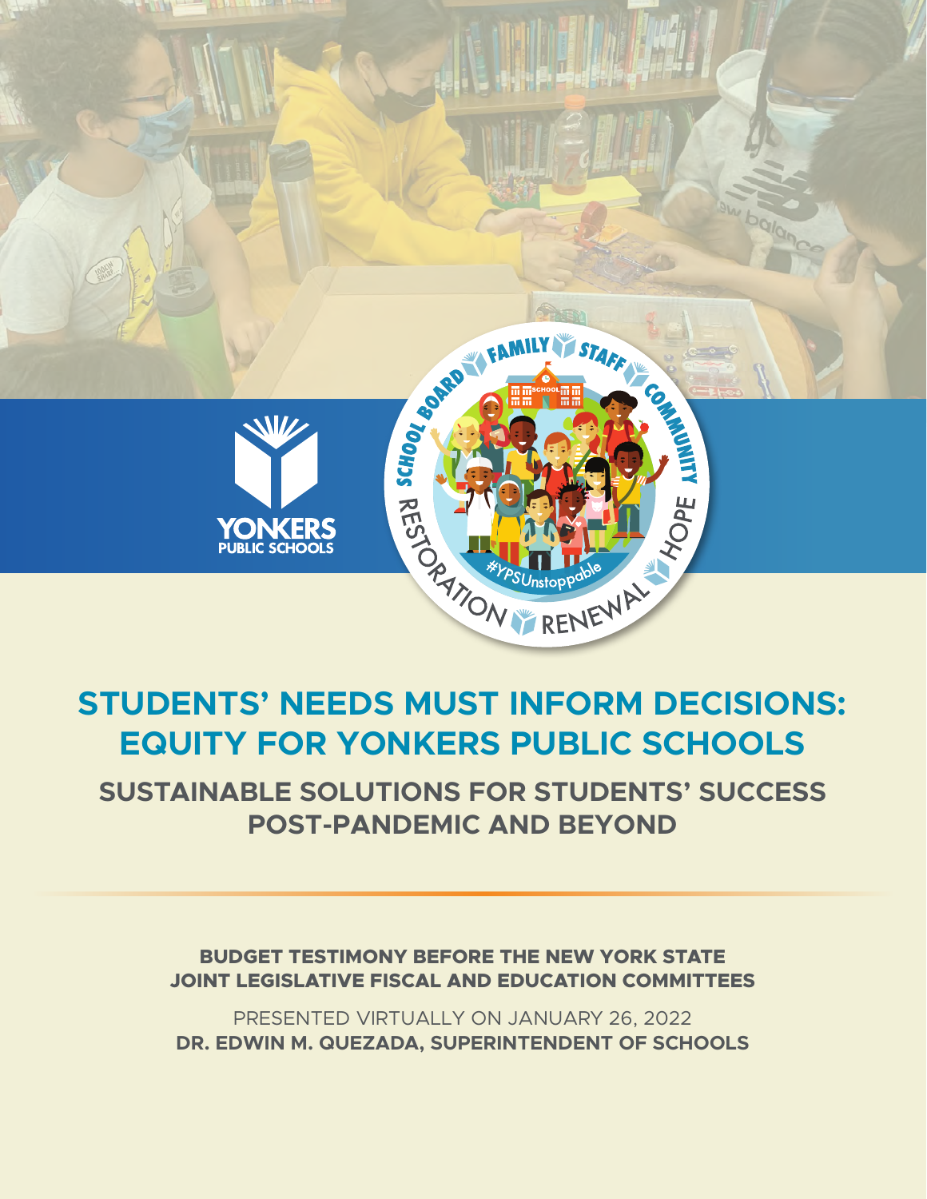# STUDENTS' NEEDS MUST INFORM DECISIONS: EQUITY FOR YONKERS PUBLIC SCHOOLS

## SUSTAINABLE SOLUTIONS FOR STUDENTS' SUCCESS POST-PANDEMIC AND BEYOND

**BUDGET TESTIMONY BEFORE THE NEW YORK STATE JOINT LEGISLATIVE FISCAL AND EDUCATION COMMITTEES**

PRESENTED VIRTUALLY ON JANUARY 26, 2022

**DR. EDWIN M. QUEZADA, SUPERINTENDENT OF SCHOOLS**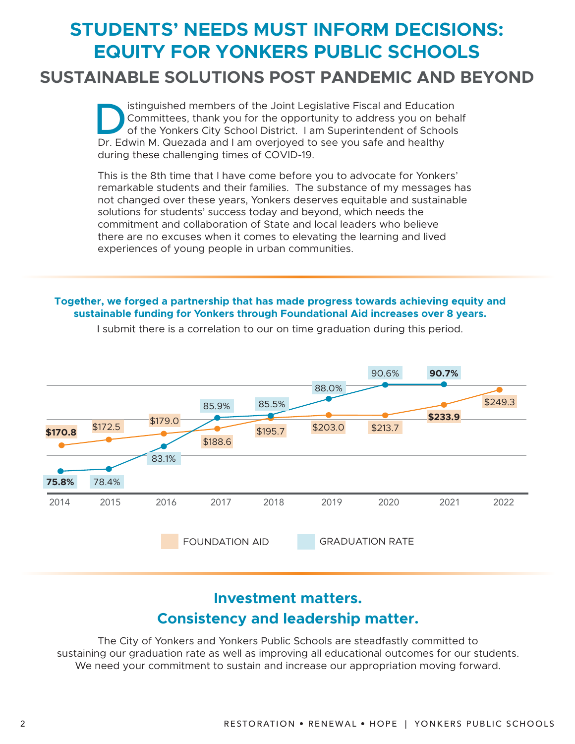# STUDENTS' NEEDS MUST INFORM DECISIONS: EQUITY FOR YONKERS PUBLIC SCHOOLS

## SUSTAINABLE SOLUTIONS POST PANDEMIC AND BEYOND

Distinguished members of the Joint Legislative Fiscal and Education Committees, thank you for the opportunity to address you on behalf of the Yonkers City School District. I am Superintendent of Schools Dr. Edwin M. Quezada and I am overjoyed to see you safe and healthy during these challenging times of COVID-19.

This is the 8th time that I have come before you to advocate for Yonkers' remarkable students and their families. The substance of my messages has not changed over these years, Yonkers deserves equitable and sustainable solutions for students' success today and beyond, which needs the commitment and collaboration of State and local leaders who believe there are no excuses when it comes to elevating the learning and lived experiences of young people in urban communities.

**Together, we forged a partnership that has made progress towards achieving equity and sustainable funding for Yonkers through Foundational Aid increases over 8 years.**

I submit there is a correlation to our on time graduation during this period.

| Year | Foundation Aid | Graduation Rate |
|---|---|---|
| 2014 | **$170.8** | **75.8%** |
| 2015 | $172.5 | 78.4% |
| 2016 | $179.0 | 83.1% |
| 2017 | $188.6 | 85.9% |
| 2018 | $195.7 | 85.5% |
| 2019 | $203.0 | 88.0% |
| 2020 | $213.7 | 90.6% |
| 2021 | **$233.9** | **90.7%** |
| 2022 | $249.3 | |

## Investment matters.
## Consistency and leadership matter.

The City of Yonkers and Yonkers Public Schools are steadfastly committed to sustaining our graduation rate as well as improving all educational outcomes for our students. We need your commitment to sustain and increase our appropriation moving forward.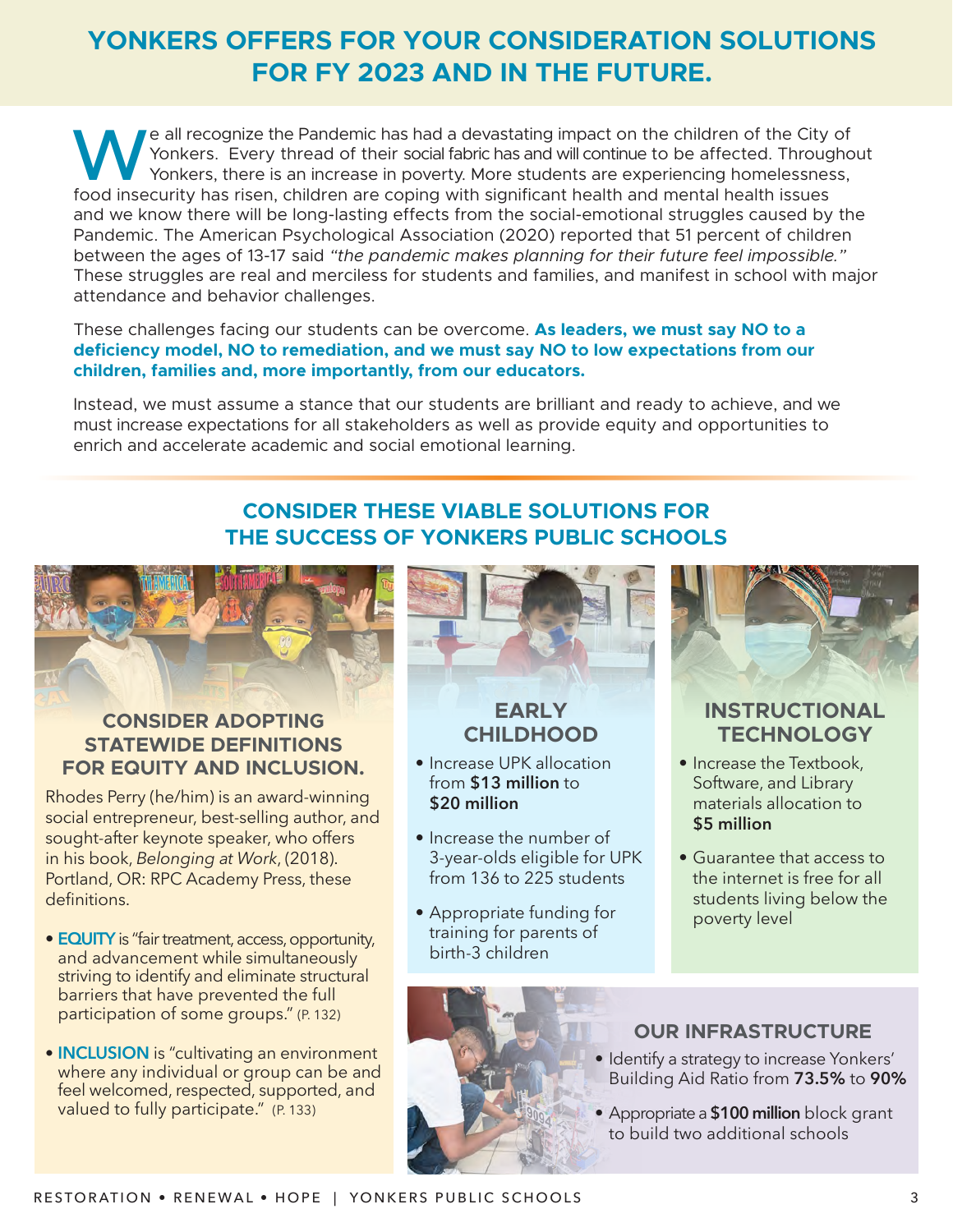# YONKERS OFFERS FOR YOUR CONSIDERATION SOLUTIONS FOR FY 2023 AND IN THE FUTURE.

We all recognize the Pandemic has had a devastating impact on the children of the City of Yonkers. Every thread of their social fabric has and will continue to be affected. Throughout Yonkers, there is an increase in poverty. More students are experiencing homelessness, food insecurity has risen, children are coping with significant health and mental health issues and we know there will be long-lasting effects from the social-emotional struggles caused by the Pandemic. The American Psychological Association (2020) reported that 51 percent of children between the ages of 13-17 said *"the pandemic makes planning for their future feel impossible."* These struggles are real and merciless for students and families, and manifest in school with major attendance and behavior challenges.

These challenges facing our students can be overcome. **As leaders, we must say NO to a deficiency model, NO to remediation, and we must say NO to low expectations from our children, families and, more importantly, from our educators.**

Instead, we must assume a stance that our students are brilliant and ready to achieve, and we must increase expectations for all stakeholders as well as provide equity and opportunities to enrich and accelerate academic and social emotional learning.

## CONSIDER THESE VIABLE SOLUTIONS FOR THE SUCCESS OF YONKERS PUBLIC SCHOOLS

### CONSIDER ADOPTING STATEWIDE DEFINITIONS FOR EQUITY AND INCLUSION.

Rhodes Perry (he/him) is an award-winning social entrepreneur, best-selling author, and sought-after keynote speaker, who offers in his book, *Belonging at Work*, (2018). Portland, OR: RPC Academy Press, these definitions.

- **EQUITY** is "fair treatment, access, opportunity, and advancement while simultaneously striving to identify and eliminate structural barriers that have prevented the full participation of some groups." (P. 132)
- **INCLUSION** is "cultivating an environment where any individual or group can be and feel welcomed, respected, supported, and valued to fully participate." (P. 133)

### EARLY CHILDHOOD

- Increase UPK allocation from **$13 million** to **$20 million**
- Increase the number of 3-year-olds eligible for UPK from 136 to 225 students
- Appropriate funding for training for parents of birth-3 children

### INSTRUCTIONAL TECHNOLOGY

- Increase the Textbook, Software, and Library materials allocation to **$5 million**
- Guarantee that access to the internet is free for all students living below the poverty level

### OUR INFRASTRUCTURE

- Identify a strategy to increase Yonkers' Building Aid Ratio from **73.5%** to **90%**
- Appropriate a **$100 million** block grant to build two additional schools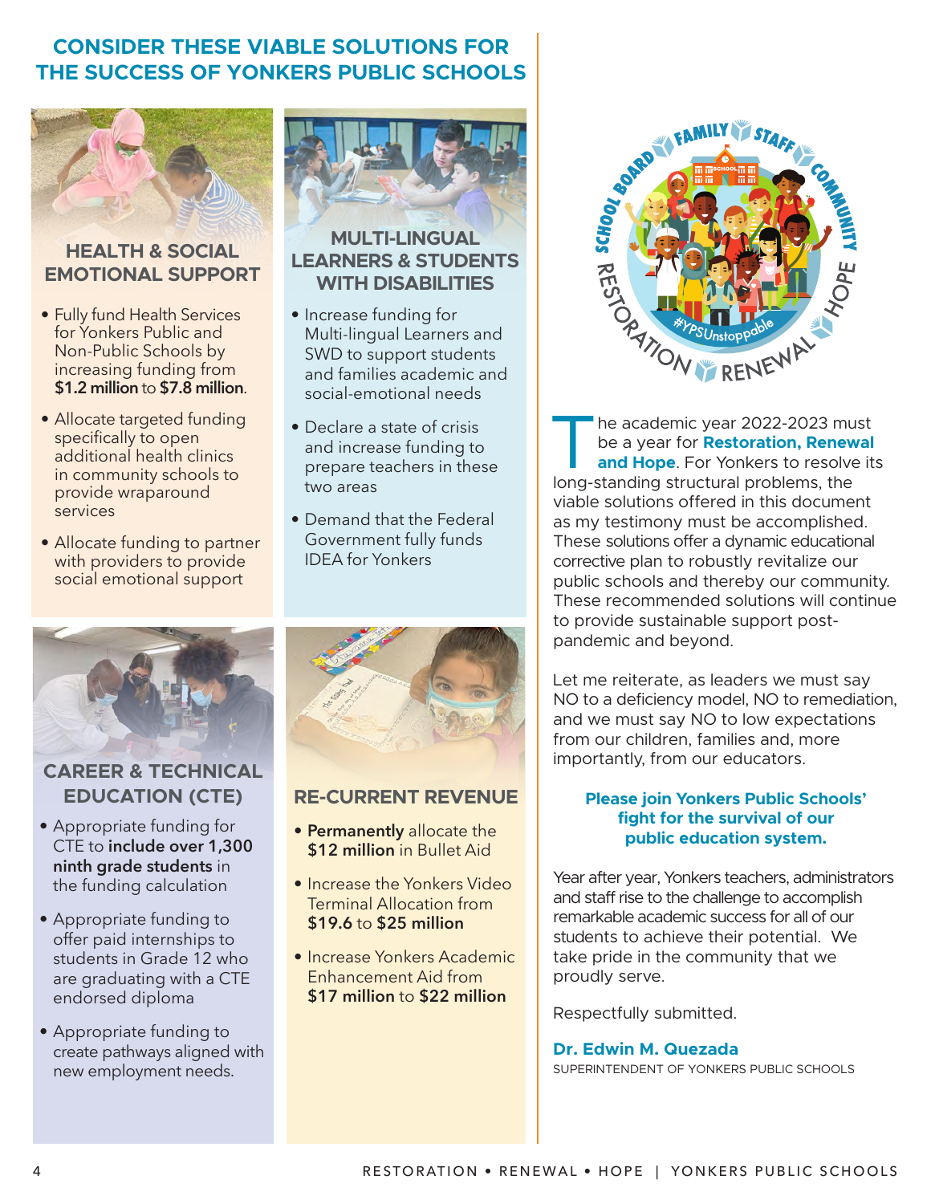## CONSIDER THESE VIABLE SOLUTIONS FOR THE SUCCESS OF YONKERS PUBLIC SCHOOLS

### HEALTH & SOCIAL EMOTIONAL SUPPORT

- Fully fund Health Services for Yonkers Public and Non-Public Schools by increasing funding from **$1.2 million** to **$7.8 million**.
- Allocate targeted funding specifically to open additional health clinics in community schools to provide wraparound services
- Allocate funding to partner with providers to provide social emotional support

### MULTI-LINGUAL LEARNERS & STUDENTS WITH DISABILITIES

- Increase funding for Multi-lingual Learners and SWD to support students and families academic and social-emotional needs
- Declare a state of crisis and increase funding to prepare teachers in these two areas
- Demand that the Federal Government fully funds IDEA for Yonkers

### CAREER & TECHNICAL EDUCATION (CTE)

- Appropriate funding for CTE to **include over 1,300 ninth grade students** in the funding calculation
- Appropriate funding to offer paid internships to students in Grade 12 who are graduating with a CTE endorsed diploma
- Appropriate funding to create pathways aligned with new employment needs.

### RE-CURRENT REVENUE

- **Permanently** allocate the **$12 million** in Bullet Aid
- Increase the Yonkers Video Terminal Allocation from **$19.6** to **$25 million**
- Increase Yonkers Academic Enhancement Aid from **$17 million** to **$22 million**

The academic year 2022-2023 must be a year for **Restoration, Renewal and Hope**. For Yonkers to resolve its long-standing structural problems, the viable solutions offered in this document as my testimony must be accomplished. These solutions offer a dynamic educational corrective plan to robustly revitalize our public schools and thereby our community. These recommended solutions will continue to provide sustainable support post-pandemic and beyond.

Let me reiterate, as leaders we must say NO to a deficiency model, NO to remediation, and we must say NO to low expectations from our children, families and, more importantly, from our educators.

**Please join Yonkers Public Schools' fight for the survival of our public education system.**

Year after year, Yonkers teachers, administrators and staff rise to the challenge to accomplish remarkable academic success for all of our students to achieve their potential. We take pride in the community that we proudly serve.

Respectfully submitted.

**Dr. Edwin M. Quezada**
SUPERINTENDENT OF YONKERS PUBLIC SCHOOLS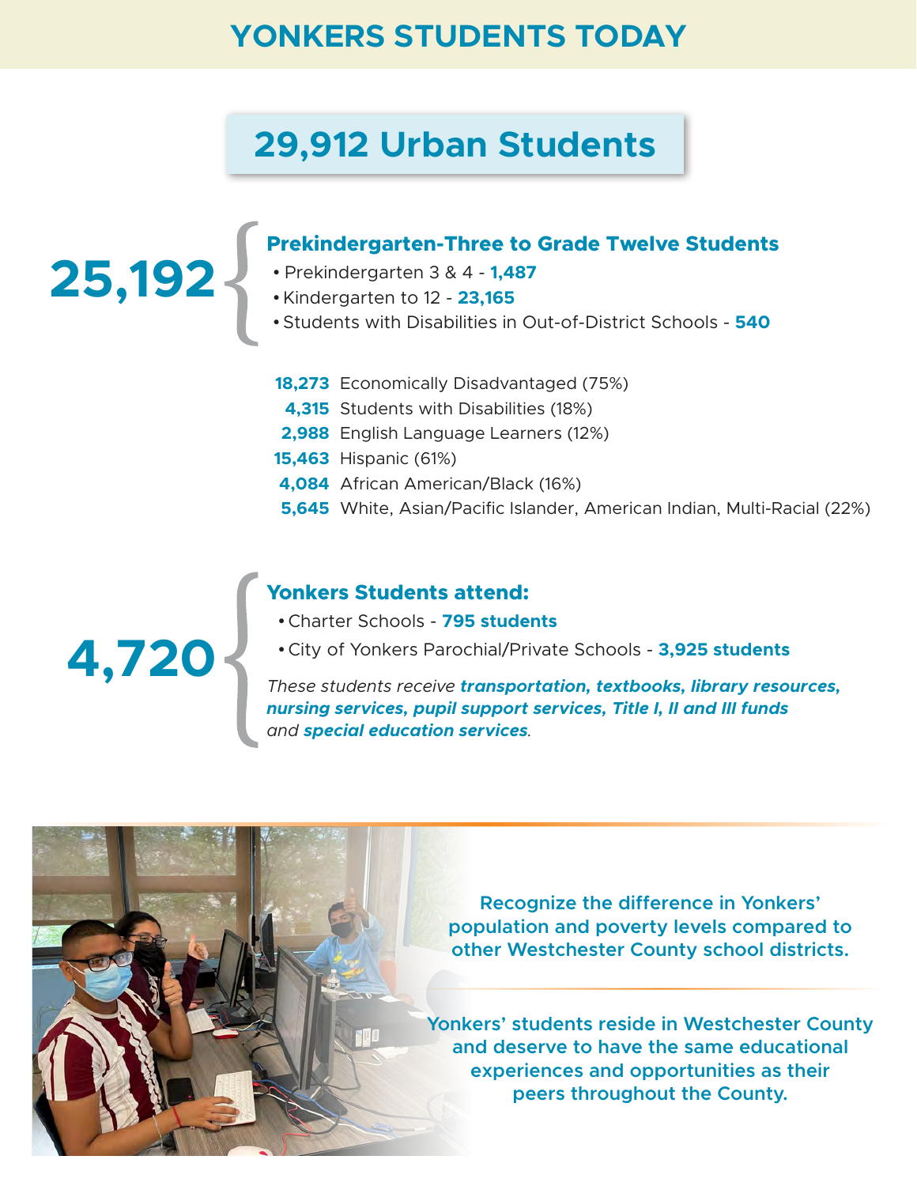# YONKERS STUDENTS TODAY

## 29,912 Urban Students

**25,192**

### Prekindergarten-Three to Grade Twelve Students

- Prekindergarten 3 & 4 - **1,487**
- Kindergarten to 12 - **23,165**
- Students with Disabilities in Out-of-District Schools - **540**

**18,273** Economically Disadvantaged (75%)
**4,315** Students with Disabilities (18%)
**2,988** English Language Learners (12%)
**15,463** Hispanic (61%)
**4,084** African American/Black (16%)
**5,645** White, Asian/Pacific Islander, American Indian, Multi-Racial (22%)

**4,720**

### Yonkers Students attend:

- Charter Schools - **795 students**
- City of Yonkers Parochial/Private Schools - **3,925 students**

*These students receive* ***transportation, textbooks, library resources, nursing services, pupil support services, Title I, II and III funds*** *and* ***special education services****.*

**Recognize the difference in Yonkers' population and poverty levels compared to other Westchester County school districts.**

**Yonkers' students reside in Westchester County and deserve to have the same educational experiences and opportunities as their peers throughout the County.**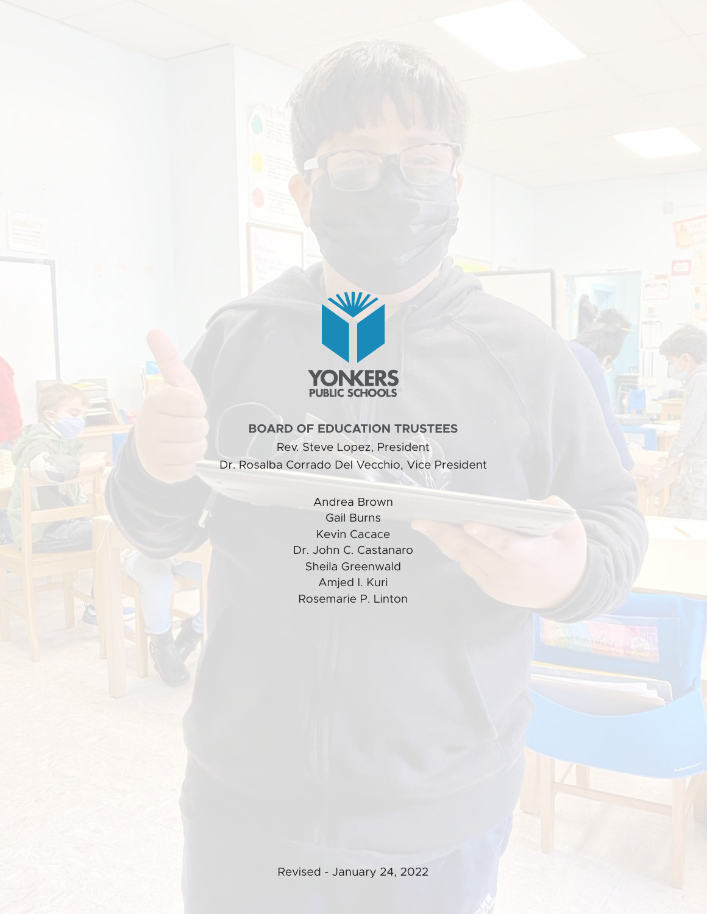YONKERS
PUBLIC SCHOOLS

**BOARD OF EDUCATION TRUSTEES**

Rev. Steve Lopez, President
Dr. Rosalba Corrado Del Vecchio, Vice President

Andrea Brown
Gail Burns
Kevin Cacace
Dr. John C. Castanaro
Sheila Greenwald
Amjed I. Kuri
Rosemarie P. Linton

Revised - January 24, 2022